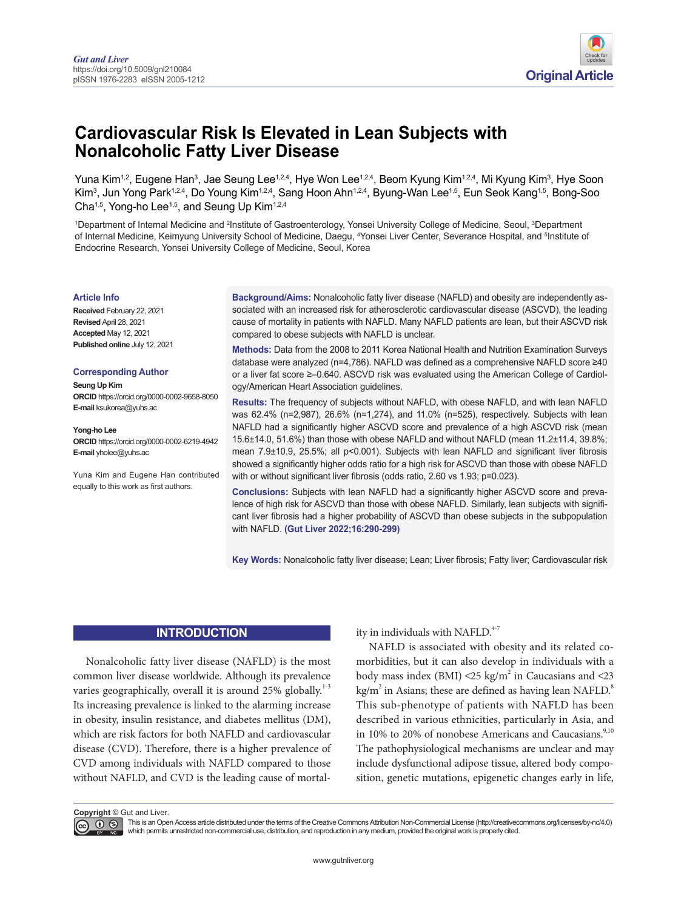Original Article

# Cardiovascular Risk Is Elevated in Lean Subjects with Nonalcoholic Fatty Liver Disease

Yuna Kim[1,2], Eugene Han[3], Jae Seung Lee[1,2,4], Hye Won Lee[1,2,4], Beom Kyung Kim[1,2,4], Mi Kyung Kim[3], Hye Soon Kim[3], Jun Yong Park[1,2,4], Do Young Kim[1,2,4], Sang Hoon Ahn[1,2,4], Byung-Wan Lee[1,5], Eun Seok Kang[1,5], Bong-Soo Cha[1,5], Yong-ho Lee[1,5], and Seung Up Kim[1,2,4]

[1]Department of Internal Medicine and [2]Institute of Gastroenterology, Yonsei University College of Medicine, Seoul, [3]Department of Internal Medicine, Keimyung University School of Medicine, Daegu, [4]Yonsei Liver Center, Severance Hospital, and [5]Institute of Endocrine Research, Yonsei University College of Medicine, Seoul, Korea

**Article Info**

**Received** February 22, 2021
**Revised** April 28, 2021
**Accepted** May 12, 2021
**Published online** July 12, 2021

**Corresponding Author**

**Seung Up Kim**
**ORCID** https://orcid.org/0000-0002-9658-8050
**E-mail** ksukorea@yuhs.ac

**Yong-ho Lee**
**ORCID** https://orcid.org/0000-0002-6219-4942
**E-mail** yholee@yuhs.ac

Yuna Kim and Eugene Han contributed equally to this work as first authors.

**Background/Aims:** Nonalcoholic fatty liver disease (NAFLD) and obesity are independently associated with an increased risk for atherosclerotic cardiovascular disease (ASCVD), the leading cause of mortality in patients with NAFLD. Many NAFLD patients are lean, but their ASCVD risk compared to obese subjects with NAFLD is unclear.

**Methods:** Data from the 2008 to 2011 Korea National Health and Nutrition Examination Surveys database were analyzed (n=4,786). NAFLD was defined as a comprehensive NAFLD score ≥40 or a liver fat score ≥–0.640. ASCVD risk was evaluated using the American College of Cardiology/American Heart Association guidelines.

**Results:** The frequency of subjects without NAFLD, with obese NAFLD, and with lean NAFLD was 62.4% (n=2,987), 26.6% (n=1,274), and 11.0% (n=525), respectively. Subjects with lean NAFLD had a significantly higher ASCVD score and prevalence of a high ASCVD risk (mean 15.6±14.0, 51.6%) than those with obese NAFLD and without NAFLD (mean 11.2±11.4, 39.8%; mean 7.9±10.9, 25.5%; all p<0.001). Subjects with lean NAFLD and significant liver fibrosis showed a significantly higher odds ratio for a high risk for ASCVD than those with obese NAFLD with or without significant liver fibrosis (odds ratio, 2.60 vs 1.93; p=0.023).

**Conclusions:** Subjects with lean NAFLD had a significantly higher ASCVD score and prevalence of high risk for ASCVD than those with obese NAFLD. Similarly, lean subjects with significant liver fibrosis had a higher probability of ASCVD than obese subjects in the subpopulation with NAFLD. **(Gut Liver 2022;16:290-299)**

**Key Words:** Nonalcoholic fatty liver disease; Lean; Liver fibrosis; Fatty liver; Cardiovascular risk

## INTRODUCTION

Nonalcoholic fatty liver disease (NAFLD) is the most common liver disease worldwide. Although its prevalence varies geographically, overall it is around 25% globally.[1-3] Its increasing prevalence is linked to the alarming increase in obesity, insulin resistance, and diabetes mellitus (DM), which are risk factors for both NAFLD and cardiovascular disease (CVD). Therefore, there is a higher prevalence of CVD among individuals with NAFLD compared to those without NAFLD, and CVD is the leading cause of mortality in individuals with NAFLD.[4-7]

NAFLD is associated with obesity and its related comorbidities, but it can also develop in individuals with a body mass index (BMI) <25 kg/m$^2$ in Caucasians and <23 kg/m$^2$ in Asians; these are defined as having lean NAFLD.[8] This sub-phenotype of patients with NAFLD has been described in various ethnicities, particularly in Asia, and in 10% to 20% of nonobese Americans and Caucasians.[9,10] The pathophysiological mechanisms are unclear and may include dysfunctional adipose tissue, altered body composition, genetic mutations, epigenetic changes early in life,

**Copyright** © Gut and Liver.
This is an Open Access article distributed under the terms of the Creative Commons Attribution Non-Commercial License (http://creativecommons.org/licenses/by-nc/4.0) which permits unrestricted non-commercial use, distribution, and reproduction in any medium, provided the original work is properly cited.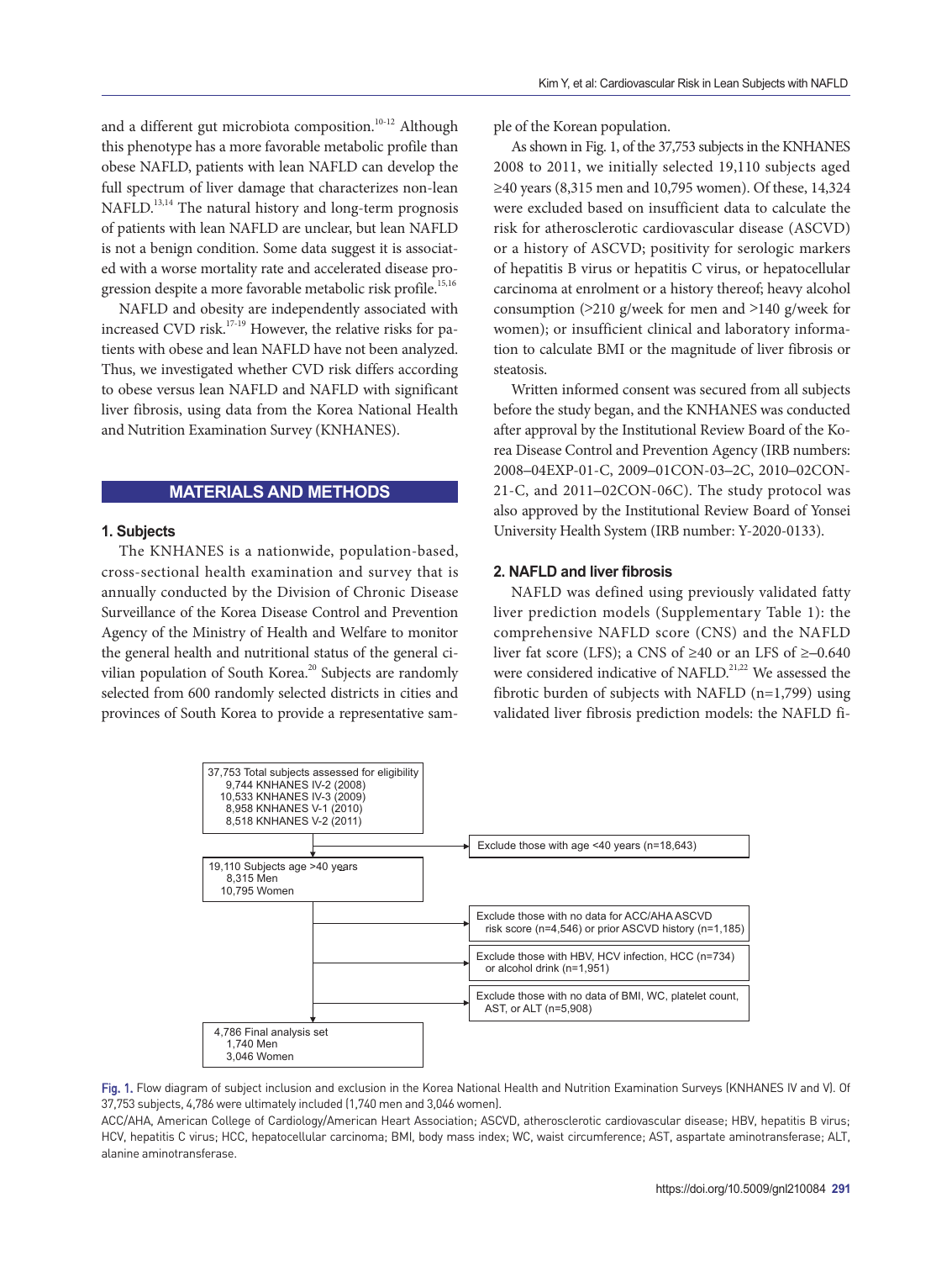and a different gut microbiota composition.[10-12] Although this phenotype has a more favorable metabolic profile than obese NAFLD, patients with lean NAFLD can develop the full spectrum of liver damage that characterizes non-lean NAFLD.[13,14] The natural history and long-term prognosis of patients with lean NAFLD are unclear, but lean NAFLD is not a benign condition. Some data suggest it is associated with a worse mortality rate and accelerated disease progression despite a more favorable metabolic risk profile.[15,16]

NAFLD and obesity are independently associated with increased CVD risk.[17-19] However, the relative risks for patients with obese and lean NAFLD have not been analyzed. Thus, we investigated whether CVD risk differs according to obese versus lean NAFLD and NAFLD with significant liver fibrosis, using data from the Korea National Health and Nutrition Examination Survey (KNHANES).

## MATERIALS AND METHODS

### 1. Subjects

The KNHANES is a nationwide, population-based, cross-sectional health examination and survey that is annually conducted by the Division of Chronic Disease Surveillance of the Korea Disease Control and Prevention Agency of the Ministry of Health and Welfare to monitor the general health and nutritional status of the general civilian population of South Korea.[20] Subjects are randomly selected from 600 randomly selected districts in cities and provinces of South Korea to provide a representative sample of the Korean population.

As shown in Fig. 1, of the 37,753 subjects in the KNHANES 2008 to 2011, we initially selected 19,110 subjects aged ≥40 years (8,315 men and 10,795 women). Of these, 14,324 were excluded based on insufficient data to calculate the risk for atherosclerotic cardiovascular disease (ASCVD) or a history of ASCVD; positivity for serologic markers of hepatitis B virus or hepatitis C virus, or hepatocellular carcinoma at enrolment or a history thereof; heavy alcohol consumption (>210 g/week for men and >140 g/week for women); or insufficient clinical and laboratory information to calculate BMI or the magnitude of liver fibrosis or steatosis.

Written informed consent was secured from all subjects before the study began, and the KNHANES was conducted after approval by the Institutional Review Board of the Korea Disease Control and Prevention Agency (IRB numbers: 2008–04EXP-01-C, 2009–01CON-03–2C, 2010–02CON-21-C, and 2011–02CON-06C). The study protocol was also approved by the Institutional Review Board of Yonsei University Health System (IRB number: Y-2020-0133).

### 2. NAFLD and liver fibrosis

NAFLD was defined using previously validated fatty liver prediction models (Supplementary Table 1): the comprehensive NAFLD score (CNS) and the NAFLD liver fat score (LFS); a CNS of ≥40 or an LFS of ≥–0.640 were considered indicative of NAFLD.[21,22] We assessed the fibrotic burden of subjects with NAFLD (n=1,799) using validated liver fibrosis prediction models: the NAFLD fi-

37,753 Total subjects assessed for eligibility
9,744 KNHANES IV-2 (2008)
10,533 KNHANES IV-3 (2009)
8,958 KNHANES V-1 (2010)
8,518 KNHANES V-2 (2011)

Exclude those with age <40 years (n=18,643)

19,110 Subjects age >40 years
8,315 Men
10,795 Women

Exclude those with no data for ACC/AHA ASCVD risk score (n=4,546) or prior ASCVD history (n=1,185)

Exclude those with HBV, HCV infection, HCC (n=734) or alcohol drink (n=1,951)

Exclude those with no data of BMI, WC, platelet count, AST, or ALT (n=5,908)

4,786 Final analysis set
1,740 Men
3,046 Women

Fig. 1. Flow diagram of subject inclusion and exclusion in the Korea National Health and Nutrition Examination Surveys (KNHANES IV and V). Of 37,753 subjects, 4,786 were ultimately included (1,740 men and 3,046 women).
ACC/AHA, American College of Cardiology/American Heart Association; ASCVD, atherosclerotic cardiovascular disease; HBV, hepatitis B virus; HCV, hepatitis C virus; HCC, hepatocellular carcinoma; BMI, body mass index; WC, waist circumference; AST, aspartate aminotransferase; ALT, alanine aminotransferase.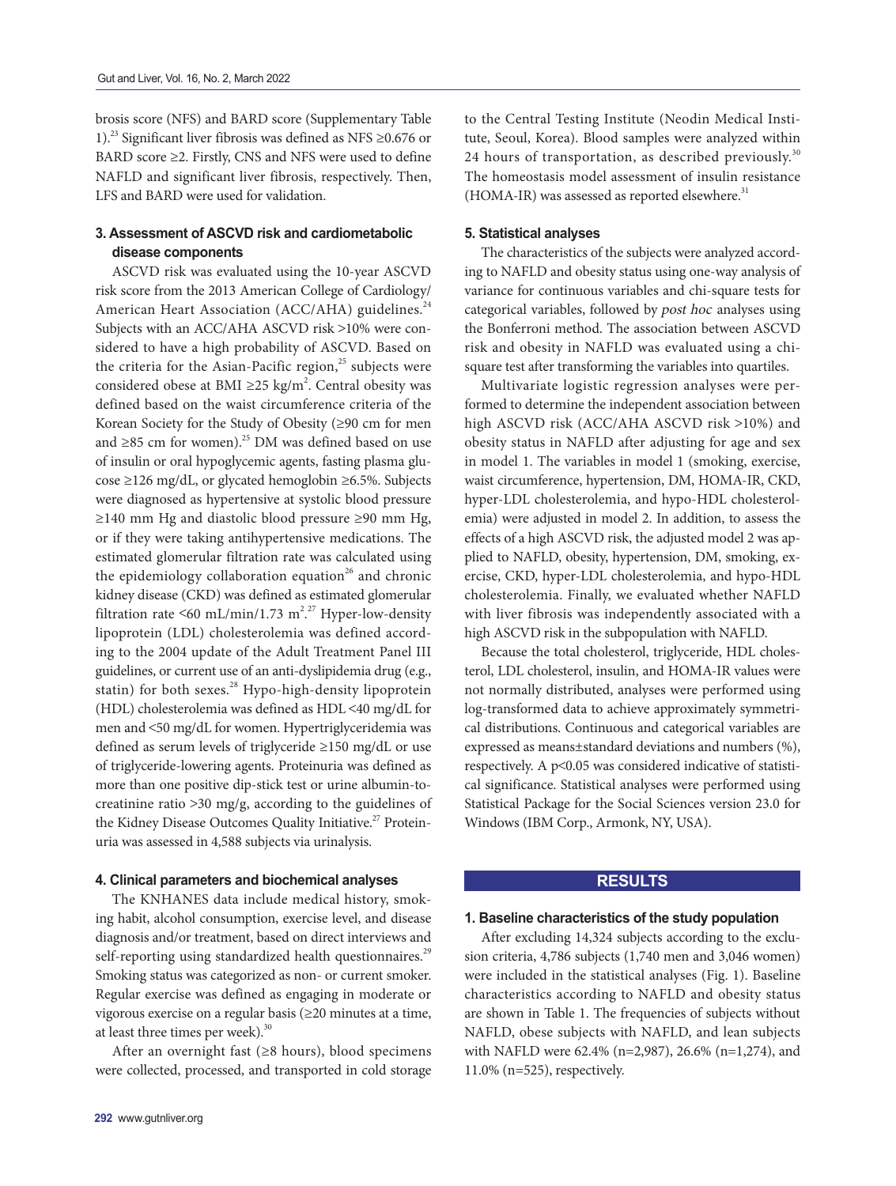brosis score (NFS) and BARD score (Supplementary Table 1).[23] Significant liver fibrosis was defined as NFS ≥0.676 or BARD score ≥2. Firstly, CNS and NFS were used to define NAFLD and significant liver fibrosis, respectively. Then, LFS and BARD were used for validation.

### 3. Assessment of ASCVD risk and cardiometabolic disease components

ASCVD risk was evaluated using the 10-year ASCVD risk score from the 2013 American College of Cardiology/American Heart Association (ACC/AHA) guidelines.[24] Subjects with an ACC/AHA ASCVD risk >10% were considered to have a high probability of ASCVD. Based on the criteria for the Asian-Pacific region,[25] subjects were considered obese at BMI ≥25 kg/m$^2$. Central obesity was defined based on the waist circumference criteria of the Korean Society for the Study of Obesity (≥90 cm for men and ≥85 cm for women).[25] DM was defined based on use of insulin or oral hypoglycemic agents, fasting plasma glucose ≥126 mg/dL, or glycated hemoglobin ≥6.5%. Subjects were diagnosed as hypertensive at systolic blood pressure ≥140 mm Hg and diastolic blood pressure ≥90 mm Hg, or if they were taking antihypertensive medications. The estimated glomerular filtration rate was calculated using the epidemiology collaboration equation[26] and chronic kidney disease (CKD) was defined as estimated glomerular filtration rate <60 mL/min/1.73 m$^2$.[27] Hyper-low-density lipoprotein (LDL) cholesterolemia was defined according to the 2004 update of the Adult Treatment Panel III guidelines, or current use of an anti-dyslipidemia drug (e.g., statin) for both sexes.[28] Hypo-high-density lipoprotein (HDL) cholesterolemia was defined as HDL <40 mg/dL for men and <50 mg/dL for women. Hypertriglyceridemia was defined as serum levels of triglyceride ≥150 mg/dL or use of triglyceride-lowering agents. Proteinuria was defined as more than one positive dip-stick test or urine albumin-to-creatinine ratio >30 mg/g, according to the guidelines of the Kidney Disease Outcomes Quality Initiative.[27] Proteinuria was assessed in 4,588 subjects via urinalysis.

### 4. Clinical parameters and biochemical analyses

The KNHANES data include medical history, smoking habit, alcohol consumption, exercise level, and disease diagnosis and/or treatment, based on direct interviews and self-reporting using standardized health questionnaires.[29] Smoking status was categorized as non- or current smoker. Regular exercise was defined as engaging in moderate or vigorous exercise on a regular basis (≥20 minutes at a time, at least three times per week).[30]

After an overnight fast (≥8 hours), blood specimens were collected, processed, and transported in cold storage to the Central Testing Institute (Neodin Medical Institute, Seoul, Korea). Blood samples were analyzed within 24 hours of transportation, as described previously.[30] The homeostasis model assessment of insulin resistance (HOMA-IR) was assessed as reported elsewhere.[31]

### 5. Statistical analyses

The characteristics of the subjects were analyzed according to NAFLD and obesity status using one-way analysis of variance for continuous variables and chi-square tests for categorical variables, followed by *post hoc* analyses using the Bonferroni method. The association between ASCVD risk and obesity in NAFLD was evaluated using a chi-square test after transforming the variables into quartiles.

Multivariate logistic regression analyses were performed to determine the independent association between high ASCVD risk (ACC/AHA ASCVD risk >10%) and obesity status in NAFLD after adjusting for age and sex in model 1. The variables in model 1 (smoking, exercise, waist circumference, hypertension, DM, HOMA-IR, CKD, hyper-LDL cholesterolemia, and hypo-HDL cholesterolemia) were adjusted in model 2. In addition, to assess the effects of a high ASCVD risk, the adjusted model 2 was applied to NAFLD, obesity, hypertension, DM, smoking, exercise, CKD, hyper-LDL cholesterolemia, and hypo-HDL cholesterolemia. Finally, we evaluated whether NAFLD with liver fibrosis was independently associated with a high ASCVD risk in the subpopulation with NAFLD.

Because the total cholesterol, triglyceride, HDL cholesterol, LDL cholesterol, insulin, and HOMA-IR values were not normally distributed, analyses were performed using log-transformed data to achieve approximately symmetrical distributions. Continuous and categorical variables are expressed as means±standard deviations and numbers (%), respectively. A $p<0.05$ was considered indicative of statistical significance. Statistical analyses were performed using Statistical Package for the Social Sciences version 23.0 for Windows (IBM Corp., Armonk, NY, USA).

## RESULTS

### 1. Baseline characteristics of the study population

After excluding 14,324 subjects according to the exclusion criteria, 4,786 subjects (1,740 men and 3,046 women) were included in the statistical analyses (Fig. 1). Baseline characteristics according to NAFLD and obesity status are shown in Table 1. The frequencies of subjects without NAFLD, obese subjects with NAFLD, and lean subjects with NAFLD were 62.4% (n=2,987), 26.6% (n=1,274), and 11.0% (n=525), respectively.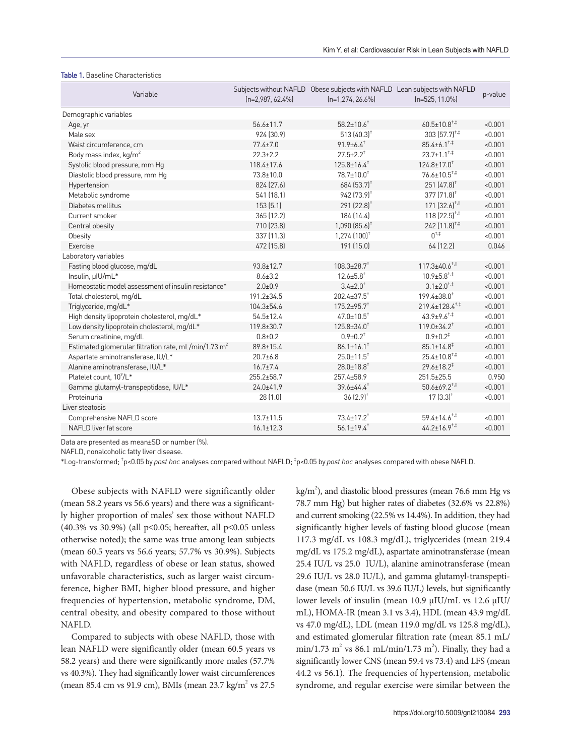**Table 1.** Baseline Characteristics

| Variable | Subjects without NAFLD (n=2,987, 62.4%) | Obese subjects with NAFLD (n=1,274, 26.6%) | Lean subjects with NAFLD (n=525, 11.0%) | p-value |
|---|---|---|---|---|
| Demographic variables | | | | |
| Age, yr | 56.6±11.7 | 58.2±10.6† | 60.5±10.8†,‡ | <0.001 |
| Male sex | 924 (30.9) | 513 (40.3)† | 303 (57.7)†,‡ | <0.001 |
| Waist circumference, cm | 77.4±7.0 | 91.9±6.4† | 85.4±6.1†,‡ | <0.001 |
| Body mass index, kg/m$^2$ | 22.3±2.2 | 27.5±2.2† | 23.7±1.1†,‡ | <0.001 |
| Systolic blood pressure, mm Hg | 118.4±17.6 | 125.8±16.4† | 124.8±17.0† | <0.001 |
| Diastolic blood pressure, mm Hg | 73.8±10.0 | 78.7±10.0† | 76.6±10.5†,‡ | <0.001 |
| Hypertension | 824 (27.6) | 684 (53.7)† | 251 (47.8)† | <0.001 |
| Metabolic syndrome | 541 (18.1) | 942 (73.9)† | 377 (71.8)† | <0.001 |
| Diabetes mellitus | 153 (5.1) | 291 (22.8)† | 171 (32.6)†,‡ | <0.001 |
| Current smoker | 365 (12.2) | 184 (14.4) | 118 (22.5)†,‡ | <0.001 |
| Central obesity | 710 (23.8) | 1,090 (85.6)† | 242 (11.8)†,‡ | <0.001 |
| Obesity | 337 (11.3) | 1,274 (100)† | 0†,‡ | <0.001 |
| Exercise | 472 (15.8) | 191 (15.0) | 64 (12.2) | 0.046 |
| Laboratory variables | | | | |
| Fasting blood glucose, mg/dL | 93.8±12.7 | 108.3±28.7† | 117.3±40.6†,‡ | <0.001 |
| Insulin, μIU/mL* | 8.6±3.2 | 12.6±5.8† | 10.9±5.8†,‡ | <0.001 |
| Homeostatic model assessment of insulin resistance* | 2.0±0.9 | 3.4±2.0† | 3.1±2.0†,‡ | <0.001 |
| Total cholesterol, mg/dL | 191.2±34.5 | 202.4±37.5† | 199.4±38.0† | <0.001 |
| Triglyceride, mg/dL* | 104.3±54.6 | 175.2±95.7† | 219.4±128.4†,‡ | <0.001 |
| High density lipoprotein cholesterol, mg/dL* | 54.5±12.4 | 47.0±10.5† | 43.9±9.6†,‡ | <0.001 |
| Low density lipoprotein cholesterol, mg/dL* | 119.8±30.7 | 125.8±34.0† | 119.0±34.2† | <0.001 |
| Serum creatinine, mg/dL | 0.8±0.2 | 0.9±0.2† | 0.9±0.2‡ | <0.001 |
| Estimated glomerular filtration rate, mL/min/1.73 m$^2$ | 89.8±15.4 | 86.1±16.1† | 85.1±14.8‡ | <0.001 |
| Aspartate aminotransferase, IU/L* | 20.7±6.8 | 25.0±11.5† | 25.4±10.8†,‡ | <0.001 |
| Alanine aminotransferase, IU/L* | 16.7±7.4 | 28.0±18.8† | 29.6±18.2‡ | <0.001 |
| Platelet count, $10^9$/L* | 255.2±58.7 | 257.4±58.9 | 251.5±25.5 | 0.950 |
| Gamma glutamyl-transpeptidase, IU/L* | 24.0±41.9 | 39.6±44.4† | 50.6±69.2†,‡ | <0.001 |
| Proteinuria | 28 (1.0) | 36 (2.9)† | 17 (3.3)† | <0.001 |
| Liver steatosis | | | | |
| Comprehensive NAFLD score | 13.7±11.5 | 73.4±17.2† | 59.4±14.6†,‡ | <0.001 |
| NAFLD liver fat score | 16.1±12.3 | 56.1±19.4† | 44.2±16.9†,‡ | <0.001 |

Data are presented as mean±SD or number (%).

NAFLD, nonalcoholic fatty liver disease.

*Log-transformed; †p<0.05 by *post hoc* analyses compared without NAFLD; ‡p<0.05 by *post hoc* analyses compared with obese NAFLD.

Obese subjects with NAFLD were significantly older (mean 58.2 years vs 56.6 years) and there was a significantly higher proportion of males' sex those without NAFLD (40.3% vs 30.9%) (all p<0.05; hereafter, all p<0.05 unless otherwise noted); the same was true among lean subjects (mean 60.5 years vs 56.6 years; 57.7% vs 30.9%). Subjects with NAFLD, regardless of obese or lean status, showed unfavorable characteristics, such as larger waist circumference, higher BMI, higher blood pressure, and higher frequencies of hypertension, metabolic syndrome, DM, central obesity, and obesity compared to those without NAFLD.

Compared to subjects with obese NAFLD, those with lean NAFLD were significantly older (mean 60.5 years vs 58.2 years) and there were significantly more males (57.7% vs 40.3%). They had significantly lower waist circumferences (mean 85.4 cm vs 91.9 cm), BMIs (mean 23.7 kg/m$^2$ vs 27.5 kg/m$^2$), and diastolic blood pressures (mean 76.6 mm Hg vs 78.7 mm Hg) but higher rates of diabetes (32.6% vs 22.8%) and current smoking (22.5% vs 14.4%). In addition, they had significantly higher levels of fasting blood glucose (mean 117.3 mg/dL vs 108.3 mg/dL), triglycerides (mean 219.4 mg/dL vs 175.2 mg/dL), aspartate aminotransferase (mean 25.4 IU/L vs 25.0 IU/L), alanine aminotransferase (mean 29.6 IU/L vs 28.0 IU/L), and gamma glutamyl-transpeptidase (mean 50.6 IU/L vs 39.6 IU/L) levels, but significantly lower levels of insulin (mean 10.9 μIU/mL vs 12.6 μIU/mL), HOMA-IR (mean 3.1 vs 3.4), HDL (mean 43.9 mg/dL vs 47.0 mg/dL), LDL (mean 119.0 mg/dL vs 125.8 mg/dL), and estimated glomerular filtration rate (mean 85.1 mL/min/1.73 m$^2$ vs 86.1 mL/min/1.73 m$^2$). Finally, they had a significantly lower CNS (mean 59.4 vs 73.4) and LFS (mean 44.2 vs 56.1). The frequencies of hypertension, metabolic syndrome, and regular exercise were similar between the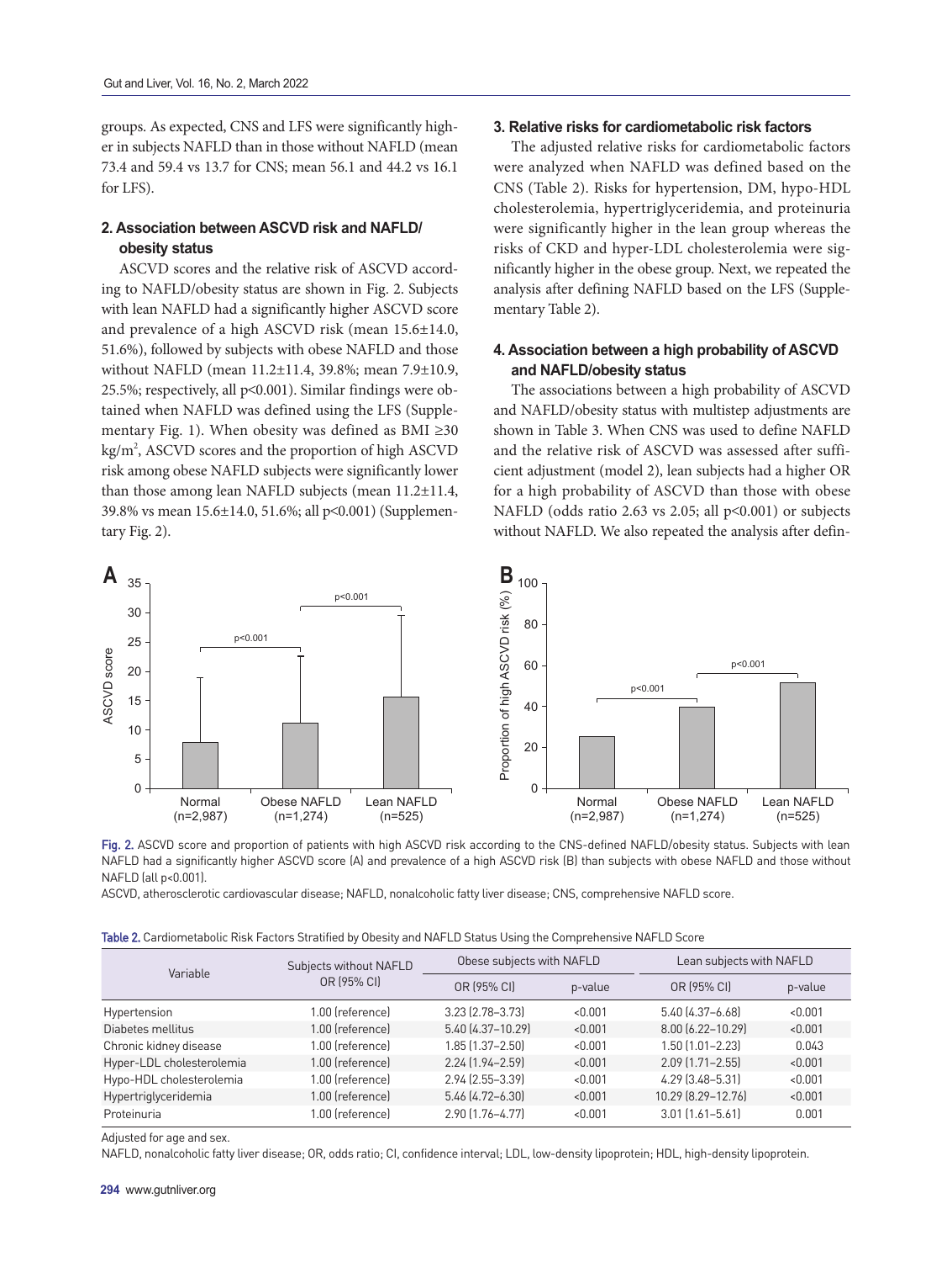groups. As expected, CNS and LFS were significantly higher in subjects NAFLD than in those without NAFLD (mean 73.4 and 59.4 vs 13.7 for CNS; mean 56.1 and 44.2 vs 16.1 for LFS).

### 2. Association between ASCVD risk and NAFLD/obesity status

ASCVD scores and the relative risk of ASCVD according to NAFLD/obesity status are shown in Fig. 2. Subjects with lean NAFLD had a significantly higher ASCVD score and prevalence of a high ASCVD risk (mean 15.6±14.0, 51.6%), followed by subjects with obese NAFLD and those without NAFLD (mean 11.2±11.4, 39.8%; mean 7.9±10.9, 25.5%; respectively, all p<0.001). Similar findings were obtained when NAFLD was defined using the LFS (Supplementary Fig. 1). When obesity was defined as BMI ≥30 $kg/m^2$, ASCVD scores and the proportion of high ASCVD risk among obese NAFLD subjects were significantly lower than those among lean NAFLD subjects (mean 11.2±11.4, 39.8% vs mean 15.6±14.0, 51.6%; all p<0.001) (Supplementary Fig. 2).

### 3. Relative risks for cardiometabolic risk factors

The adjusted relative risks for cardiometabolic factors were analyzed when NAFLD was defined based on the CNS (Table 2). Risks for hypertension, DM, hypo-HDL cholesterolemia, hypertriglyceridemia, and proteinuria were significantly higher in the lean group whereas the risks of CKD and hyper-LDL cholesterolemia were significantly higher in the obese group. Next, we repeated the analysis after defining NAFLD based on the LFS (Supplementary Table 2).

### 4. Association between a high probability of ASCVD and NAFLD/obesity status

The associations between a high probability of ASCVD and NAFLD/obesity status with multistep adjustments are shown in Table 3. When CNS was used to define NAFLD and the relative risk of ASCVD was assessed after sufficient adjustment (model 2), lean subjects had a higher OR for a high probability of ASCVD than those with obese NAFLD (odds ratio 2.63 vs 2.05; all p<0.001) or subjects without NAFLD. We also repeated the analysis after defin-

Fig. 2. ASCVD score and proportion of patients with high ASCVD risk according to the CNS-defined NAFLD/obesity status. Subjects with lean NAFLD had a significantly higher ASCVD score (A) and prevalence of a high ASCVD risk (B) than subjects with obese NAFLD and those without NAFLD (all p<0.001).

ASCVD, atherosclerotic cardiovascular disease; NAFLD, nonalcoholic fatty liver disease; CNS, comprehensive NAFLD score.

Table 2. Cardiometabolic Risk Factors Stratified by Obesity and NAFLD Status Using the Comprehensive NAFLD Score

| Variable | Subjects without NAFLD OR (95% CI) | Obese subjects with NAFLD | | Lean subjects with NAFLD | |
|---|---|---|---|---|---|
| | | OR (95% CI) | p-value | OR (95% CI) | p-value |
| Hypertension | 1.00 (reference) | 3.23 (2.78–3.73) | <0.001 | 5.40 (4.37–6.68) | <0.001 |
| Diabetes mellitus | 1.00 (reference) | 5.40 (4.37–10.29) | <0.001 | 8.00 (6.22–10.29) | <0.001 |
| Chronic kidney disease | 1.00 (reference) | 1.85 (1.37–2.50) | <0.001 | 1.50 (1.01–2.23) | 0.043 |
| Hyper-LDL cholesterolemia | 1.00 (reference) | 2.24 (1.94–2.59) | <0.001 | 2.09 (1.71–2.55) | <0.001 |
| Hypo-HDL cholesterolemia | 1.00 (reference) | 2.94 (2.55–3.39) | <0.001 | 4.29 (3.48–5.31) | <0.001 |
| Hypertriglyceridemia | 1.00 (reference) | 5.46 (4.72–6.30) | <0.001 | 10.29 (8.29–12.76) | <0.001 |
| Proteinuria | 1.00 (reference) | 2.90 (1.76–4.77) | <0.001 | 3.01 (1.61–5.61) | 0.001 |

Adjusted for age and sex.

NAFLD, nonalcoholic fatty liver disease; OR, odds ratio; CI, confidence interval; LDL, low-density lipoprotein; HDL, high-density lipoprotein.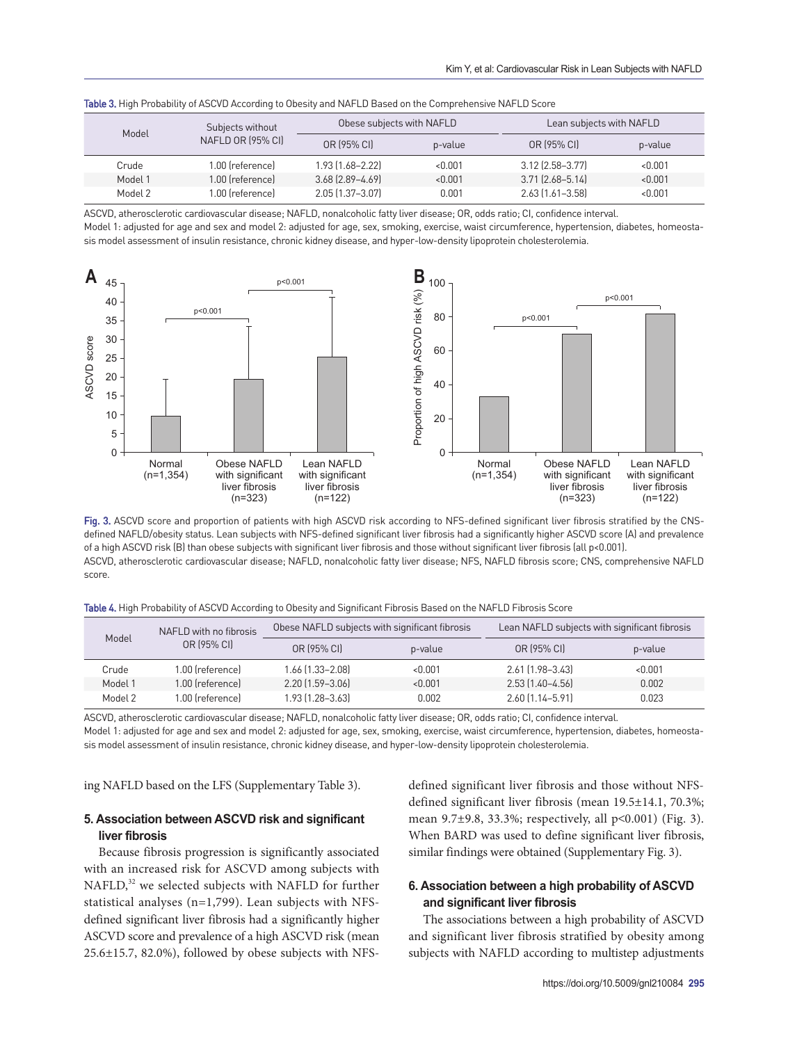**Table 3.** High Probability of ASCVD According to Obesity and NAFLD Based on the Comprehensive NAFLD Score

| Model | Subjects without NAFLD OR (95% CI) | Obese subjects with NAFLD | | Lean subjects with NAFLD | |
|---|---|---|---|---|---|
| | | OR (95% CI) | p-value | OR (95% CI) | p-value |
| Crude | 1.00 (reference) | 1.93 (1.68–2.22) | <0.001 | 3.12 (2.58–3.77) | <0.001 |
| Model 1 | 1.00 (reference) | 3.68 (2.89–4.69) | <0.001 | 3.71 (2.68–5.14) | <0.001 |
| Model 2 | 1.00 (reference) | 2.05 (1.37–3.07) | 0.001 | 2.63 (1.61–3.58) | <0.001 |

ASCVD, atherosclerotic cardiovascular disease; NAFLD, nonalcoholic fatty liver disease; OR, odds ratio; CI, confidence interval.
Model 1: adjusted for age and sex and model 2: adjusted for age, sex, smoking, exercise, waist circumference, hypertension, diabetes, homeostasis model assessment of insulin resistance, chronic kidney disease, and hyper-low-density lipoprotein cholesterolemia.

**Fig. 3.** ASCVD score and proportion of patients with high ASCVD risk according to NFS-defined significant liver fibrosis stratified by the CNS-defined NAFLD/obesity status. Lean subjects with NFS-defined significant liver fibrosis had a significantly higher ASCVD score (A) and prevalence of a high ASCVD risk (B) than obese subjects with significant liver fibrosis and those without significant liver fibrosis (all p<0.001).
ASCVD, atherosclerotic cardiovascular disease; NAFLD, nonalcoholic fatty liver disease; NFS, NAFLD fibrosis score; CNS, comprehensive NAFLD score.

**Table 4.** High Probability of ASCVD According to Obesity and Significant Fibrosis Based on the NAFLD Fibrosis Score

| Model | NAFLD with no fibrosis OR (95% CI) | Obese NAFLD subjects with significant fibrosis | | Lean NAFLD subjects with significant fibrosis | |
|---|---|---|---|---|---|
| | | OR (95% CI) | p-value | OR (95% CI) | p-value |
| Crude | 1.00 (reference) | 1.66 (1.33–2.08) | <0.001 | 2.61 (1.98–3.43) | <0.001 |
| Model 1 | 1.00 (reference) | 2.20 (1.59–3.06) | <0.001 | 2.53 (1.40–4.56) | 0.002 |
| Model 2 | 1.00 (reference) | 1.93 (1.28–3.63) | 0.002 | 2.60 (1.14–5.91) | 0.023 |

ASCVD, atherosclerotic cardiovascular disease; NAFLD, nonalcoholic fatty liver disease; OR, odds ratio; CI, confidence interval.
Model 1: adjusted for age and sex and model 2: adjusted for age, sex, smoking, exercise, waist circumference, hypertension, diabetes, homeostasis model assessment of insulin resistance, chronic kidney disease, and hyper-low-density lipoprotein cholesterolemia.

ing NAFLD based on the LFS (Supplementary Table 3).

### 5. Association between ASCVD risk and significant liver fibrosis

Because fibrosis progression is significantly associated with an increased risk for ASCVD among subjects with NAFLD,[32] we selected subjects with NAFLD for further statistical analyses (n=1,799). Lean subjects with NFS-defined significant liver fibrosis had a significantly higher ASCVD score and prevalence of a high ASCVD risk (mean 25.6±15.7, 82.0%), followed by obese subjects with NFS-defined significant liver fibrosis and those without NFS-defined significant liver fibrosis (mean 19.5±14.1, 70.3%; mean 9.7±9.8, 33.3%; respectively, all p<0.001) (Fig. 3). When BARD was used to define significant liver fibrosis, similar findings were obtained (Supplementary Fig. 3).

### 6. Association between a high probability of ASCVD and significant liver fibrosis

The associations between a high probability of ASCVD and significant liver fibrosis stratified by obesity among subjects with NAFLD according to multistep adjustments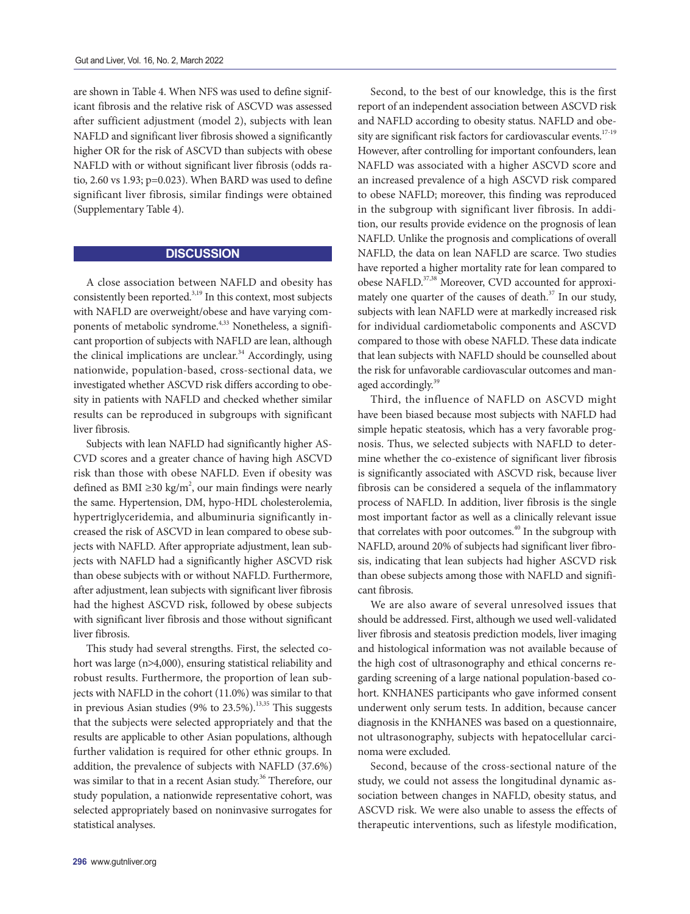are shown in Table 4. When NFS was used to define significant fibrosis and the relative risk of ASCVD was assessed after sufficient adjustment (model 2), subjects with lean NAFLD and significant liver fibrosis showed a significantly higher OR for the risk of ASCVD than subjects with obese NAFLD with or without significant liver fibrosis (odds ratio, 2.60 vs 1.93; p=0.023). When BARD was used to define significant liver fibrosis, similar findings were obtained (Supplementary Table 4).

## DISCUSSION

A close association between NAFLD and obesity has consistently been reported.[3,19] In this context, most subjects with NAFLD are overweight/obese and have varying components of metabolic syndrome.[4,33] Nonetheless, a significant proportion of subjects with NAFLD are lean, although the clinical implications are unclear.[34] Accordingly, using nationwide, population-based, cross-sectional data, we investigated whether ASCVD risk differs according to obesity in patients with NAFLD and checked whether similar results can be reproduced in subgroups with significant liver fibrosis.

Subjects with lean NAFLD had significantly higher ASCVD scores and a greater chance of having high ASCVD risk than those with obese NAFLD. Even if obesity was defined as BMI ≥30 kg/m$^2$, our main findings were nearly the same. Hypertension, DM, hypo-HDL cholesterolemia, hypertriglyceridemia, and albuminuria significantly increased the risk of ASCVD in lean compared to obese subjects with NAFLD. After appropriate adjustment, lean subjects with NAFLD had a significantly higher ASCVD risk than obese subjects with or without NAFLD. Furthermore, after adjustment, lean subjects with significant liver fibrosis had the highest ASCVD risk, followed by obese subjects with significant liver fibrosis and those without significant liver fibrosis.

This study had several strengths. First, the selected cohort was large (n>4,000), ensuring statistical reliability and robust results. Furthermore, the proportion of lean subjects with NAFLD in the cohort (11.0%) was similar to that in previous Asian studies (9% to 23.5%).[13,35] This suggests that the subjects were selected appropriately and that the results are applicable to other Asian populations, although further validation is required for other ethnic groups. In addition, the prevalence of subjects with NAFLD (37.6%) was similar to that in a recent Asian study.[36] Therefore, our study population, a nationwide representative cohort, was selected appropriately based on noninvasive surrogates for statistical analyses.

Second, to the best of our knowledge, this is the first report of an independent association between ASCVD risk and NAFLD according to obesity status. NAFLD and obesity are significant risk factors for cardiovascular events.[17-19] However, after controlling for important confounders, lean NAFLD was associated with a higher ASCVD score and an increased prevalence of a high ASCVD risk compared to obese NAFLD; moreover, this finding was reproduced in the subgroup with significant liver fibrosis. In addition, our results provide evidence on the prognosis of lean NAFLD. Unlike the prognosis and complications of overall NAFLD, the data on lean NAFLD are scarce. Two studies have reported a higher mortality rate for lean compared to obese NAFLD.[37,38] Moreover, CVD accounted for approximately one quarter of the causes of death.[37] In our study, subjects with lean NAFLD were at markedly increased risk for individual cardiometabolic components and ASCVD compared to those with obese NAFLD. These data indicate that lean subjects with NAFLD should be counselled about the risk for unfavorable cardiovascular outcomes and managed accordingly.[39]

Third, the influence of NAFLD on ASCVD might have been biased because most subjects with NAFLD had simple hepatic steatosis, which has a very favorable prognosis. Thus, we selected subjects with NAFLD to determine whether the co-existence of significant liver fibrosis is significantly associated with ASCVD risk, because liver fibrosis can be considered a sequela of the inflammatory process of NAFLD. In addition, liver fibrosis is the single most important factor as well as a clinically relevant issue that correlates with poor outcomes.[40] In the subgroup with NAFLD, around 20% of subjects had significant liver fibrosis, indicating that lean subjects had higher ASCVD risk than obese subjects among those with NAFLD and significant fibrosis.

We are also aware of several unresolved issues that should be addressed. First, although we used well-validated liver fibrosis and steatosis prediction models, liver imaging and histological information was not available because of the high cost of ultrasonography and ethical concerns regarding screening of a large national population-based cohort. KNHANES participants who gave informed consent underwent only serum tests. In addition, because cancer diagnosis in the KNHANES was based on a questionnaire, not ultrasonography, subjects with hepatocellular carcinoma were excluded.

Second, because of the cross-sectional nature of the study, we could not assess the longitudinal dynamic association between changes in NAFLD, obesity status, and ASCVD risk. We were also unable to assess the effects of therapeutic interventions, such as lifestyle modification,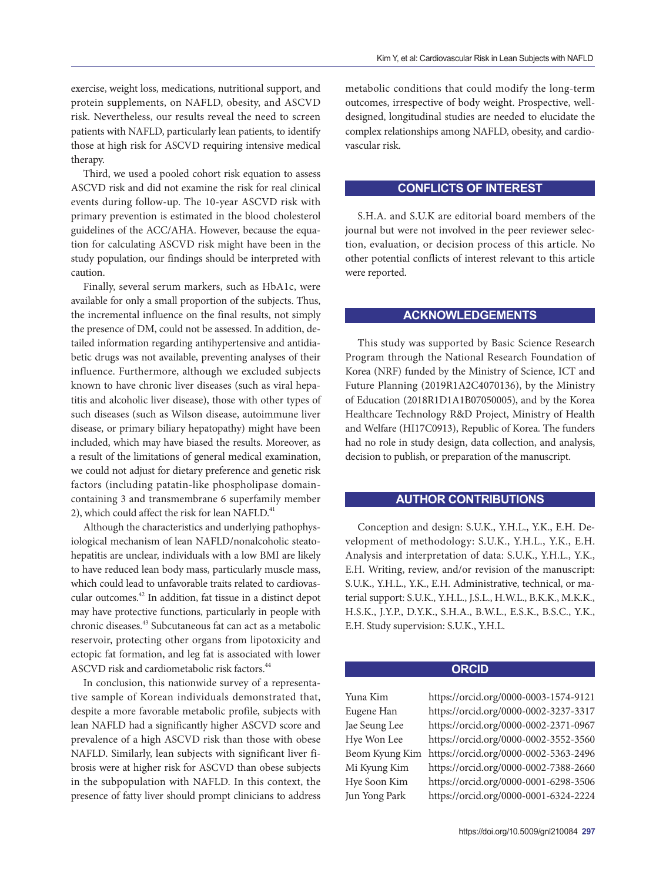exercise, weight loss, medications, nutritional support, and protein supplements, on NAFLD, obesity, and ASCVD risk. Nevertheless, our results reveal the need to screen patients with NAFLD, particularly lean patients, to identify those at high risk for ASCVD requiring intensive medical therapy.

Third, we used a pooled cohort risk equation to assess ASCVD risk and did not examine the risk for real clinical events during follow-up. The 10-year ASCVD risk with primary prevention is estimated in the blood cholesterol guidelines of the ACC/AHA. However, because the equation for calculating ASCVD risk might have been in the study population, our findings should be interpreted with caution.

Finally, several serum markers, such as HbA1c, were available for only a small proportion of the subjects. Thus, the incremental influence on the final results, not simply the presence of DM, could not be assessed. In addition, detailed information regarding antihypertensive and antidiabetic drugs was not available, preventing analyses of their influence. Furthermore, although we excluded subjects known to have chronic liver diseases (such as viral hepatitis and alcoholic liver disease), those with other types of such diseases (such as Wilson disease, autoimmune liver disease, or primary biliary hepatopathy) might have been included, which may have biased the results. Moreover, as a result of the limitations of general medical examination, we could not adjust for dietary preference and genetic risk factors (including patatin-like phospholipase domain-containing 3 and transmembrane 6 superfamily member 2), which could affect the risk for lean NAFLD.[41]

Although the characteristics and underlying pathophysiological mechanism of lean NAFLD/nonalcoholic steatohepatitis are unclear, individuals with a low BMI are likely to have reduced lean body mass, particularly muscle mass, which could lead to unfavorable traits related to cardiovascular outcomes.[42] In addition, fat tissue in a distinct depot may have protective functions, particularly in people with chronic diseases.[43] Subcutaneous fat can act as a metabolic reservoir, protecting other organs from lipotoxicity and ectopic fat formation, and leg fat is associated with lower ASCVD risk and cardiometabolic risk factors.[44]

In conclusion, this nationwide survey of a representative sample of Korean individuals demonstrated that, despite a more favorable metabolic profile, subjects with lean NAFLD had a significantly higher ASCVD score and prevalence of a high ASCVD risk than those with obese NAFLD. Similarly, lean subjects with significant liver fibrosis were at higher risk for ASCVD than obese subjects in the subpopulation with NAFLD. In this context, the presence of fatty liver should prompt clinicians to address metabolic conditions that could modify the long-term outcomes, irrespective of body weight. Prospective, well-designed, longitudinal studies are needed to elucidate the complex relationships among NAFLD, obesity, and cardiovascular risk.

## CONFLICTS OF INTEREST

S.H.A. and S.U.K are editorial board members of the journal but were not involved in the peer reviewer selection, evaluation, or decision process of this article. No other potential conflicts of interest relevant to this article were reported.

## ACKNOWLEDGEMENTS

This study was supported by Basic Science Research Program through the National Research Foundation of Korea (NRF) funded by the Ministry of Science, ICT and Future Planning (2019R1A2C4070136), by the Ministry of Education (2018R1D1A1B07050005), and by the Korea Healthcare Technology R&D Project, Ministry of Health and Welfare (HI17C0913), Republic of Korea. The funders had no role in study design, data collection, and analysis, decision to publish, or preparation of the manuscript.

## AUTHOR CONTRIBUTIONS

Conception and design: S.U.K., Y.H.L., Y.K., E.H. Development of methodology: S.U.K., Y.H.L., Y.K., E.H. Analysis and interpretation of data: S.U.K., Y.H.L., Y.K., E.H. Writing, review, and/or revision of the manuscript: S.U.K., Y.H.L., Y.K., E.H. Administrative, technical, or material support: S.U.K., Y.H.L., J.S.L., H.W.L., B.K.K., M.K.K., H.S.K., J.Y.P., D.Y.K., S.H.A., B.W.L., E.S.K., B.S.C., Y.K., E.H. Study supervision: S.U.K., Y.H.L.

## ORCID

| | |
|---|---|
| Yuna Kim | https://orcid.org/0000-0003-1574-9121 |
| Eugene Han | https://orcid.org/0000-0002-3237-3317 |
| Jae Seung Lee | https://orcid.org/0000-0002-2371-0967 |
| Hye Won Lee | https://orcid.org/0000-0002-3552-3560 |
| Beom Kyung Kim | https://orcid.org/0000-0002-5363-2496 |
| Mi Kyung Kim | https://orcid.org/0000-0002-7388-2660 |
| Hye Soon Kim | https://orcid.org/0000-0001-6298-3506 |
| Jun Yong Park | https://orcid.org/0000-0001-6324-2224 |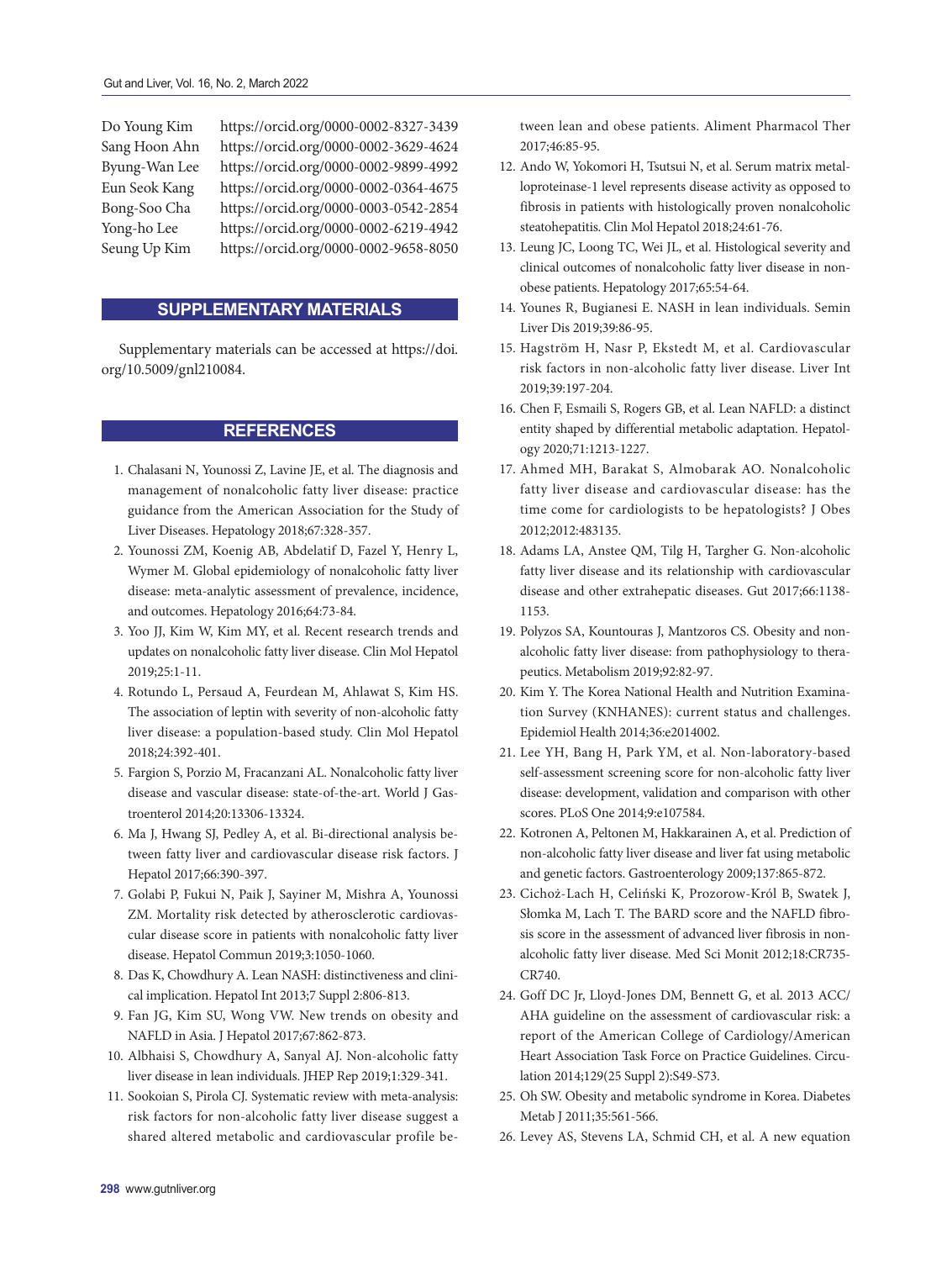Do Young Kim https://orcid.org/0000-0002-8327-3439
Sang Hoon Ahn https://orcid.org/0000-0002-3629-4624
Byung-Wan Lee https://orcid.org/0000-0002-9899-4992
Eun Seok Kang https://orcid.org/0000-0002-0364-4675
Bong-Soo Cha https://orcid.org/0000-0003-0542-2854
Yong-ho Lee https://orcid.org/0000-0002-6219-4942
Seung Up Kim https://orcid.org/0000-0002-9658-8050

## SUPPLEMENTARY MATERIALS

Supplementary materials can be accessed at https://doi.org/10.5009/gnl210084.

## REFERENCES

1. Chalasani N, Younossi Z, Lavine JE, et al. The diagnosis and management of nonalcoholic fatty liver disease: practice guidance from the American Association for the Study of Liver Diseases. Hepatology 2018;67:328-357.
2. Younossi ZM, Koenig AB, Abdelatif D, Fazel Y, Henry L, Wymer M. Global epidemiology of nonalcoholic fatty liver disease: meta-analytic assessment of prevalence, incidence, and outcomes. Hepatology 2016;64:73-84.
3. Yoo JJ, Kim W, Kim MY, et al. Recent research trends and updates on nonalcoholic fatty liver disease. Clin Mol Hepatol 2019;25:1-11.
4. Rotundo L, Persaud A, Feurdean M, Ahlawat S, Kim HS. The association of leptin with severity of non-alcoholic fatty liver disease: a population-based study. Clin Mol Hepatol 2018;24:392-401.
5. Fargion S, Porzio M, Fracanzani AL. Nonalcoholic fatty liver disease and vascular disease: state-of-the-art. World J Gastroenterol 2014;20:13306-13324.
6. Ma J, Hwang SJ, Pedley A, et al. Bi-directional analysis between fatty liver and cardiovascular disease risk factors. J Hepatol 2017;66:390-397.
7. Golabi P, Fukui N, Paik J, Sayiner M, Mishra A, Younossi ZM. Mortality risk detected by atherosclerotic cardiovascular disease score in patients with nonalcoholic fatty liver disease. Hepatol Commun 2019;3:1050-1060.
8. Das K, Chowdhury A. Lean NASH: distinctiveness and clinical implication. Hepatol Int 2013;7 Suppl 2:806-813.
9. Fan JG, Kim SU, Wong VW. New trends on obesity and NAFLD in Asia. J Hepatol 2017;67:862-873.
10. Albhaisi S, Chowdhury A, Sanyal AJ. Non-alcoholic fatty liver disease in lean individuals. JHEP Rep 2019;1:329-341.
11. Sookoian S, Pirola CJ. Systematic review with meta-analysis: risk factors for non-alcoholic fatty liver disease suggest a shared altered metabolic and cardiovascular profile between lean and obese patients. Aliment Pharmacol Ther 2017;46:85-95.
12. Ando W, Yokomori H, Tsutsui N, et al. Serum matrix metalloproteinase-1 level represents disease activity as opposed to fibrosis in patients with histologically proven nonalcoholic steatohepatitis. Clin Mol Hepatol 2018;24:61-76.
13. Leung JC, Loong TC, Wei JL, et al. Histological severity and clinical outcomes of nonalcoholic fatty liver disease in nonobese patients. Hepatology 2017;65:54-64.
14. Younes R, Bugianesi E. NASH in lean individuals. Semin Liver Dis 2019;39:86-95.
15. Hagström H, Nasr P, Ekstedt M, et al. Cardiovascular risk factors in non-alcoholic fatty liver disease. Liver Int 2019;39:197-204.
16. Chen F, Esmaili S, Rogers GB, et al. Lean NAFLD: a distinct entity shaped by differential metabolic adaptation. Hepatology 2020;71:1213-1227.
17. Ahmed MH, Barakat S, Almobarak AO. Nonalcoholic fatty liver disease and cardiovascular disease: has the time come for cardiologists to be hepatologists? J Obes 2012;2012:483135.
18. Adams LA, Anstee QM, Tilg H, Targher G. Non-alcoholic fatty liver disease and its relationship with cardiovascular disease and other extrahepatic diseases. Gut 2017;66:1138-1153.
19. Polyzos SA, Kountouras J, Mantzoros CS. Obesity and nonalcoholic fatty liver disease: from pathophysiology to therapeutics. Metabolism 2019;92:82-97.
20. Kim Y. The Korea National Health and Nutrition Examination Survey (KNHANES): current status and challenges. Epidemiol Health 2014;36:e2014002.
21. Lee YH, Bang H, Park YM, et al. Non-laboratory-based self-assessment screening score for non-alcoholic fatty liver disease: development, validation and comparison with other scores. PLoS One 2014;9:e107584.
22. Kotronen A, Peltonen M, Hakkarainen A, et al. Prediction of non-alcoholic fatty liver disease and liver fat using metabolic and genetic factors. Gastroenterology 2009;137:865-872.
23. Cichoż-Lach H, Celiński K, Prozorow-Król B, Swatek J, Słomka M, Lach T. The BARD score and the NAFLD fibrosis score in the assessment of advanced liver fibrosis in nonalcoholic fatty liver disease. Med Sci Monit 2012;18:CR735-CR740.
24. Goff DC Jr, Lloyd-Jones DM, Bennett G, et al. 2013 ACC/AHA guideline on the assessment of cardiovascular risk: a report of the American College of Cardiology/American Heart Association Task Force on Practice Guidelines. Circulation 2014;129(25 Suppl 2):S49-S73.
25. Oh SW. Obesity and metabolic syndrome in Korea. Diabetes Metab J 2011;35:561-566.
26. Levey AS, Stevens LA, Schmid CH, et al. A new equation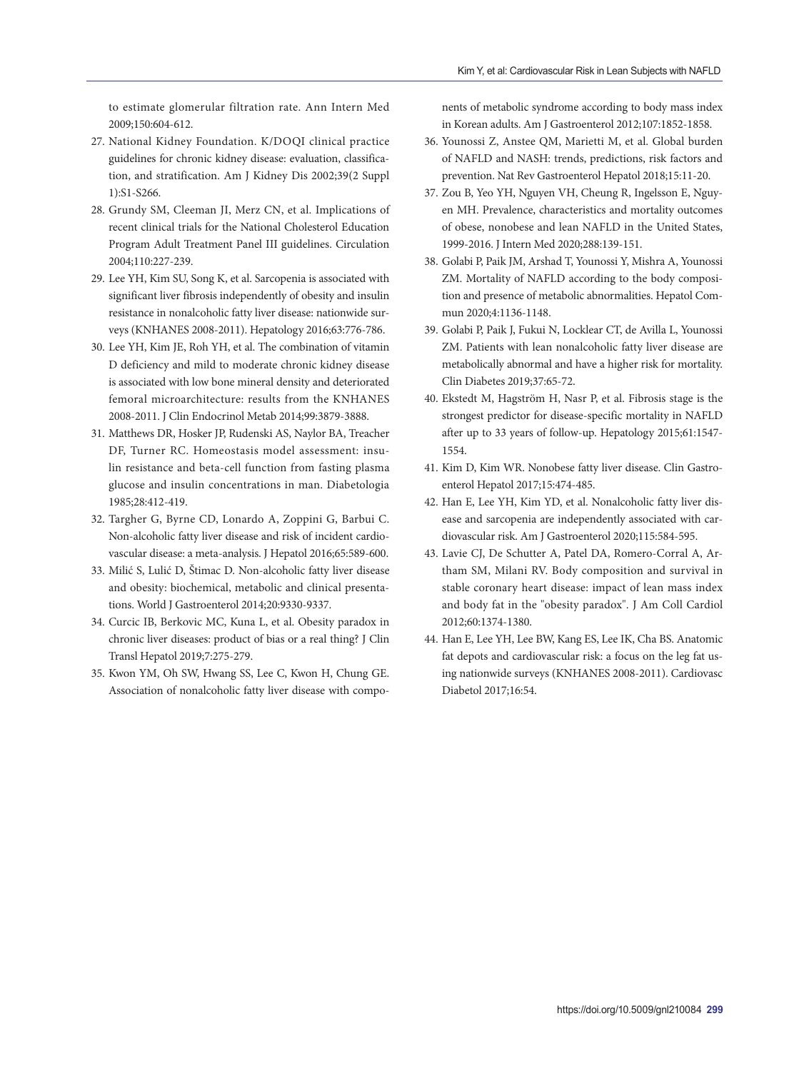to estimate glomerular filtration rate. Ann Intern Med 2009;150:604-612.

27. National Kidney Foundation. K/DOQI clinical practice guidelines for chronic kidney disease: evaluation, classification, and stratification. Am J Kidney Dis 2002;39(2 Suppl 1):S1-S266.
28. Grundy SM, Cleeman JI, Merz CN, et al. Implications of recent clinical trials for the National Cholesterol Education Program Adult Treatment Panel III guidelines. Circulation 2004;110:227-239.
29. Lee YH, Kim SU, Song K, et al. Sarcopenia is associated with significant liver fibrosis independently of obesity and insulin resistance in nonalcoholic fatty liver disease: nationwide surveys (KNHANES 2008-2011). Hepatology 2016;63:776-786.
30. Lee YH, Kim JE, Roh YH, et al. The combination of vitamin D deficiency and mild to moderate chronic kidney disease is associated with low bone mineral density and deteriorated femoral microarchitecture: results from the KNHANES 2008-2011. J Clin Endocrinol Metab 2014;99:3879-3888.
31. Matthews DR, Hosker JP, Rudenski AS, Naylor BA, Treacher DF, Turner RC. Homeostasis model assessment: insulin resistance and beta-cell function from fasting plasma glucose and insulin concentrations in man. Diabetologia 1985;28:412-419.
32. Targher G, Byrne CD, Lonardo A, Zoppini G, Barbui C. Non-alcoholic fatty liver disease and risk of incident cardiovascular disease: a meta-analysis. J Hepatol 2016;65:589-600.
33. Milić S, Lulić D, Štimac D. Non-alcoholic fatty liver disease and obesity: biochemical, metabolic and clinical presentations. World J Gastroenterol 2014;20:9330-9337.
34. Curcic IB, Berkovic MC, Kuna L, et al. Obesity paradox in chronic liver diseases: product of bias or a real thing? J Clin Transl Hepatol 2019;7:275-279.
35. Kwon YM, Oh SW, Hwang SS, Lee C, Kwon H, Chung GE. Association of nonalcoholic fatty liver disease with components of metabolic syndrome according to body mass index in Korean adults. Am J Gastroenterol 2012;107:1852-1858.
36. Younossi Z, Anstee QM, Marietti M, et al. Global burden of NAFLD and NASH: trends, predictions, risk factors and prevention. Nat Rev Gastroenterol Hepatol 2018;15:11-20.
37. Zou B, Yeo YH, Nguyen VH, Cheung R, Ingelsson E, Nguyen MH. Prevalence, characteristics and mortality outcomes of obese, nonobese and lean NAFLD in the United States, 1999-2016. J Intern Med 2020;288:139-151.
38. Golabi P, Paik JM, Arshad T, Younossi Y, Mishra A, Younossi ZM. Mortality of NAFLD according to the body composition and presence of metabolic abnormalities. Hepatol Commun 2020;4:1136-1148.
39. Golabi P, Paik J, Fukui N, Locklear CT, de Avilla L, Younossi ZM. Patients with lean nonalcoholic fatty liver disease are metabolically abnormal and have a higher risk for mortality. Clin Diabetes 2019;37:65-72.
40. Ekstedt M, Hagström H, Nasr P, et al. Fibrosis stage is the strongest predictor for disease-specific mortality in NAFLD after up to 33 years of follow-up. Hepatology 2015;61:1547-1554.
41. Kim D, Kim WR. Nonobese fatty liver disease. Clin Gastroenterol Hepatol 2017;15:474-485.
42. Han E, Lee YH, Kim YD, et al. Nonalcoholic fatty liver disease and sarcopenia are independently associated with cardiovascular risk. Am J Gastroenterol 2020;115:584-595.
43. Lavie CJ, De Schutter A, Patel DA, Romero-Corral A, Artham SM, Milani RV. Body composition and survival in stable coronary heart disease: impact of lean mass index and body fat in the "obesity paradox". J Am Coll Cardiol 2012;60:1374-1380.
44. Han E, Lee YH, Lee BW, Kang ES, Lee IK, Cha BS. Anatomic fat depots and cardiovascular risk: a focus on the leg fat using nationwide surveys (KNHANES 2008-2011). Cardiovasc Diabetol 2017;16:54.